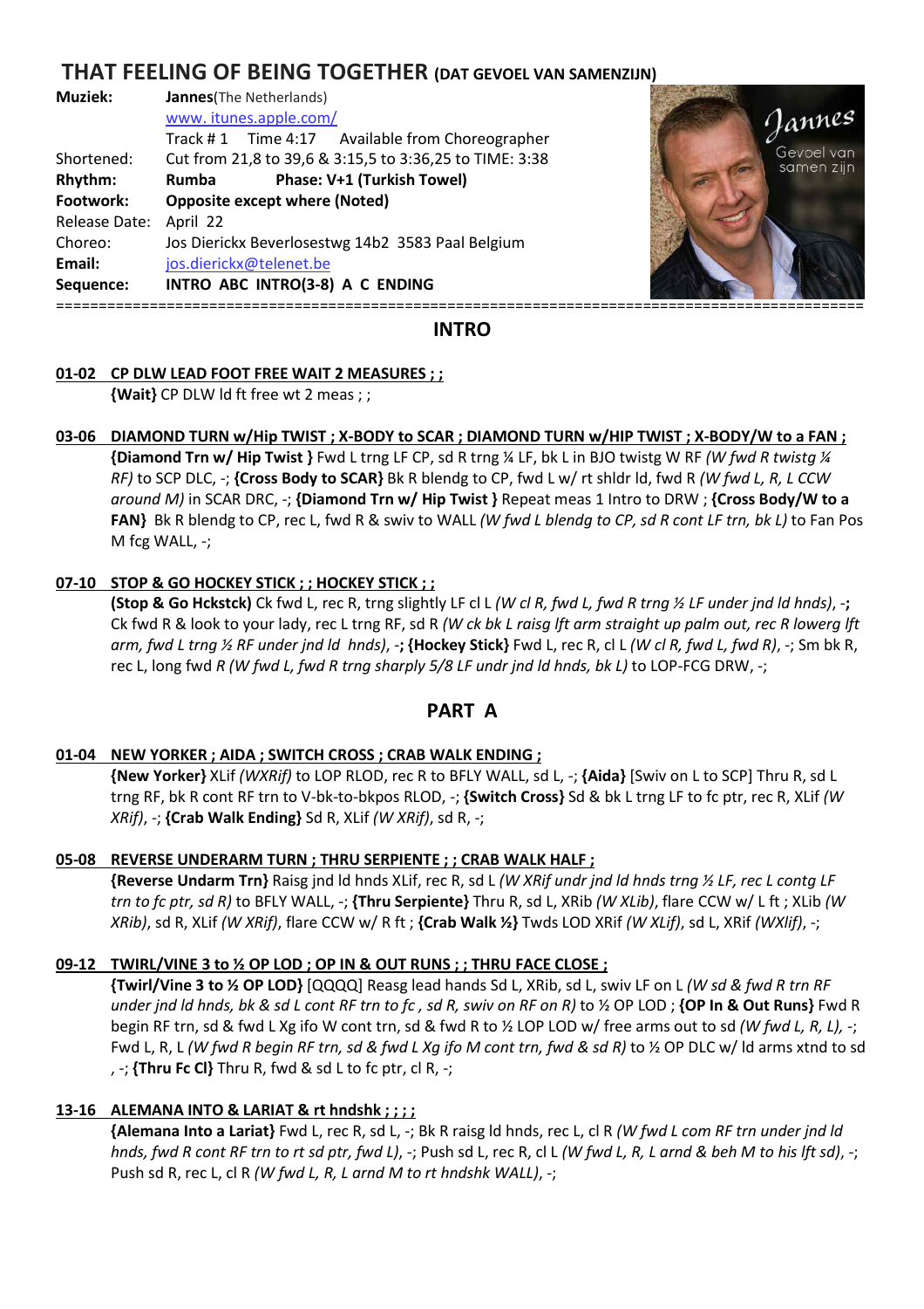# THAT FEELING OF BEING TOGETHER (DAT GEVOEL VAN SAMENZIJN)

**Muziek:** **Jannes**(The Netherlands)
www. itunes.apple.com/
Track # 1 Time 4:17 Available from Choreographer
Shortened: Cut from 21,8 to 39,6 & 3:15,5 to 3:36,25 to TIME: 3:38
**Rhythm:** **Rumba** **Phase: V+1 (Turkish Towel)**
**Footwork:** **Opposite except where (Noted)**
Release Date: April 22
Choreo: Jos Dierickx Beverlosestwg 14b2 3583 Paal Belgium
**Email:** jos.dierickx@telenet.be
**Sequence:** **INTRO ABC INTRO(3-8) A C ENDING**

## INTRO

**01-02 CP DLW LEAD FOOT FREE WAIT 2 MEASURES ; ;**
**{Wait}** CP DLW ld ft free wt 2 meas ; ;

**03-06 DIAMOND TURN w/Hip TWIST ; X-BODY to SCAR ; DIAMOND TURN w/HIP TWIST ; X-BODY/W to a FAN ;**
**{Diamond Trn w/ Hip Twist }** Fwd L trng LF CP, sd R trng ¼ LF, bk L in BJO twistg W RF *(W fwd R twistg ¼ RF)* to SCP DLC, -; **{Cross Body to SCAR}** Bk R blendg to CP, fwd L w/ rt shldr ld, fwd R *(W fwd L, R, L CCW around M)* in SCAR DRC, -; **{Diamond Trn w/ Hip Twist }** Repeat meas 1 Intro to DRW ; **{Cross Body/W to a FAN}** Bk R blendg to CP, rec L, fwd R & swiv to WALL *(W fwd L blendg to CP, sd R cont LF trn, bk L)* to Fan Pos M fcg WALL, -;

**07-10 STOP & GO HOCKEY STICK ; ; HOCKEY STICK ; ;**
**(Stop & Go Hckstck)** Ck fwd L, rec R, trng slightly LF cl L *(W cl R, fwd L, fwd R trng ½ LF under jnd ld hnds)*, -**;** Ck fwd R & look to your lady, rec L trng RF, sd R *(W ck bk L raisg lft arm straight up palm out, rec R lowerg lft arm, fwd L trng ½ RF under jnd ld hnds)*, -**; {Hockey Stick}** Fwd L, rec R, cl L *(W cl R, fwd L, fwd R)*, -; Sm bk R, rec L, long fwd R *(W fwd L, fwd R trng sharply 5/8 LF undr jnd ld hnds, bk L)* to LOP-FCG DRW, -;

## PART A

**01-04 NEW YORKER ; AIDA ; SWITCH CROSS ; CRAB WALK ENDING ;**
**{New Yorker}** XLif *(WXRif)* to LOP RLOD, rec R to BFLY WALL, sd L, -; **{Aida}** [Swiv on L to SCP] Thru R, sd L trng RF, bk R cont RF trn to V-bk-to-bkpos RLOD, -; **{Switch Cross}** Sd & bk L trng LF to fc ptr, rec R, XLif *(W XRif)*, -; **{Crab Walk Ending}** Sd R, XLif *(W XRif)*, sd R, -;

**05-08 REVERSE UNDERARM TURN ; THRU SERPIENTE ; ; CRAB WALK HALF ;**
**{Reverse Undarm Trn}** Raisg jnd ld hnds XLif, rec R, sd L *(W XRif undr jnd ld hnds trng ½ LF, rec L contg LF trn to fc ptr, sd R)* to BFLY WALL, -; **{Thru Serpiente}** Thru R, sd L, XRib *(W XLib)*, flare CCW w/ L ft ; XLib *(W XRib)*, sd R, XLif *(W XRif)*, flare CCW w/ R ft ; **{Crab Walk ½}** Twds LOD XRif *(W XLif)*, sd L, XRif *(WXlif)*, -;

**09-12 TWIRL/VINE 3 to ½ OP LOD ; OP IN & OUT RUNS ; ; THRU FACE CLOSE ;**
**{Twirl/Vine 3 to ½ OP LOD}** [QQQQ] Reasg lead hands Sd L, XRib, sd L, swiv LF on L *(W sd & fwd R trn RF under jnd ld hnds, bk & sd L cont RF trn to fc , sd R, swiv on RF on R)* to ½ OP LOD ; **{OP In & Out Runs}** Fwd R begin RF trn, sd & fwd L Xg ifo W cont trn, sd & fwd R to ½ LOP LOD w/ free arms out to sd *(W fwd L, R, L)*, -; Fwd L, R, L *(W fwd R begin RF trn, sd & fwd L Xg ifo M cont trn, fwd & sd R)* to ½ OP DLC w/ ld arms xtnd to sd , -; **{Thru Fc Cl}** Thru R, fwd & sd L to fc ptr, cl R, -;

**13-16 ALEMANA INTO & LARIAT & rt hndshk ; ; ; ;**
**{Alemana Into a Lariat}** Fwd L, rec R, sd L, -; Bk R raisg ld hnds, rec L, cl R *(W fwd L com RF trn under jnd ld hnds, fwd R cont RF trn to rt sd ptr, fwd L)*, -; Push sd L, rec R, cl L *(W fwd L, R, L arnd & beh M to his lft sd)*, -; Push sd R, rec L, cl R *(W fwd L, R, L arnd M to rt hndshk WALL)*, -;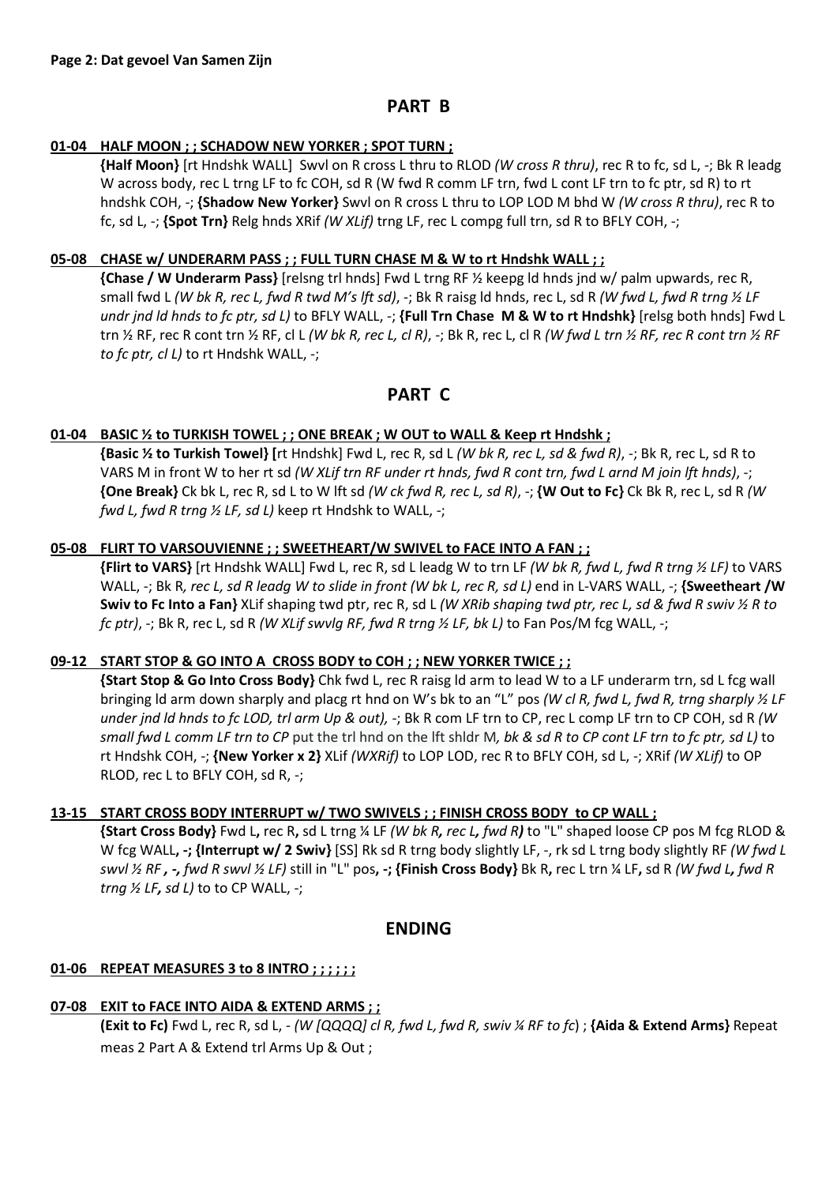**Page 2: Dat gevoel Van Samen Zijn**

## PART B

**01-04 HALF MOON ; ; SCHADOW NEW YORKER ; SPOT TURN ;**

**{Half Moon}** [rt Hndshk WALL] Swvl on R cross L thru to RLOD *(W cross R thru)*, rec R to fc, sd L, -; Bk R leadg W across body, rec L trng LF to fc COH, sd R (W fwd R comm LF trn, fwd L cont LF trn to fc ptr, sd R) to rt hndshk COH, -; **{Shadow New Yorker}** Swvl on R cross L thru to LOP LOD M bhd W *(W cross R thru)*, rec R to fc, sd L, -; **{Spot Trn}** Relg hnds XRif *(W XLif)* trng LF, rec L compg full trn, sd R to BFLY COH, -;

**05-08 CHASE w/ UNDERARM PASS ; ; FULL TURN CHASE M & W to rt Hndshk WALL ; ;**

**{Chase / W Underarm Pass}** [relsng trl hnds] Fwd L trng RF ½ keepg ld hnds jnd w/ palm upwards, rec R, small fwd L *(W bk R, rec L, fwd R twd M's lft sd)*, -; Bk R raisg ld hnds, rec L, sd R *(W fwd L, fwd R trng ½ LF undr jnd ld hnds to fc ptr, sd L)* to BFLY WALL, -; **{Full Trn Chase M & W to rt Hndshk}** [relsg both hnds] Fwd L trn ½ RF, rec R cont trn ½ RF, cl L *(W bk R, rec L, cl R)*, -; Bk R, rec L, cl R *(W fwd L trn ½ RF, rec R cont trn ½ RF to fc ptr, cl L)* to rt Hndshk WALL, -;

## PART C

**01-04 BASIC ½ to TURKISH TOWEL ; ; ONE BREAK ; W OUT to WALL & Keep rt Hndshk ;**

**{Basic ½ to Turkish Towel} [**rt Hndshk] Fwd L, rec R, sd L *(W bk R, rec L, sd & fwd R)*, -; Bk R, rec L, sd R to VARS M in front W to her rt sd *(W XLif trn RF under rt hnds, fwd R cont trn, fwd L arnd M join lft hnds)*, -; **{One Break}** Ck bk L, rec R, sd L to W lft sd *(W ck fwd R, rec L, sd R)*, -; **{W Out to Fc}** Ck Bk R, rec L, sd R *(W fwd L, fwd R trng ½ LF, sd L)* keep rt Hndshk to WALL, -;

**05-08 FLIRT TO VARSOUVIENNE ; ; SWEETHEART/W SWIVEL to FACE INTO A FAN ; ;**

**{Flirt to VARS}** [rt Hndshk WALL] Fwd L, rec R, sd L leadg W to trn LF *(W bk R, fwd L, fwd R trng ½ LF)* to VARS WALL, -; Bk R*, rec L, sd R leadg W to slide in front (W bk L, rec R, sd L)* end in L-VARS WALL, -; **{Sweetheart /W Swiv to Fc Into a Fan}** XLif shaping twd ptr, rec R, sd L *(W XRib shaping twd ptr, rec L, sd & fwd R swiv ½ R to fc ptr)*, -; Bk R, rec L, sd R *(W XLif swvlg RF, fwd R trng ½ LF, bk L)* to Fan Pos/M fcg WALL, -;

**09-12 START STOP & GO INTO A CROSS BODY to COH ; ; NEW YORKER TWICE ; ;**

**{Start Stop & Go Into Cross Body}** Chk fwd L, rec R raisg ld arm to lead W to a LF underarm trn, sd L fcg wall bringing ld arm down sharply and placg rt hnd on W's bk to an "L" pos *(W cl R, fwd L, fwd R, trng sharply ½ LF under jnd ld hnds to fc LOD, trl arm Up & out)*, -; Bk R com LF trn to CP, rec L comp LF trn to CP COH, sd R *(W small fwd L comm LF trn to CP* put the trl hnd on the lft shldr M*, bk & sd R to CP cont LF trn to fc ptr, sd L)* to rt Hndshk COH, -; **{New Yorker x 2}** XLif *(WXRif)* to LOP LOD, rec R to BFLY COH, sd L, -; XRif *(W XLif)* to OP RLOD, rec L to BFLY COH, sd R, -;

**13-15 START CROSS BODY INTERRUPT w/ TWO SWIVELS ; ; FINISH CROSS BODY to CP WALL ;**

**{Start Cross Body}** Fwd L**,** rec R**,** sd L trng ¼ LF *(W bk R, rec L, fwd R)* to "L" shaped loose CP pos M fcg RLOD & W fcg WALL**, -; {Interrupt w/ 2 Swiv}** [SS] Rk sd R trng body slightly LF, -, rk sd L trng body slightly RF *(W fwd L swvl ½ RF , -, fwd R swvl ½ LF)* still in "L" pos**, -; {Finish Cross Body}** Bk R**,** rec L trn ¼ LF**,** sd R *(W fwd L, fwd R trng ½ LF, sd L)* to to CP WALL, -;

## ENDING

**01-06 REPEAT MEASURES 3 to 8 INTRO ; ; ; ; ; ;**

**07-08 EXIT to FACE INTO AIDA & EXTEND ARMS ; ;**

**(Exit to Fc)** Fwd L, rec R, sd L, - *(W [QQQQ] cl R, fwd L, fwd R, swiv ¼ RF to fc*) ; **{Aida & Extend Arms}** Repeat meas 2 Part A & Extend trl Arms Up & Out ;